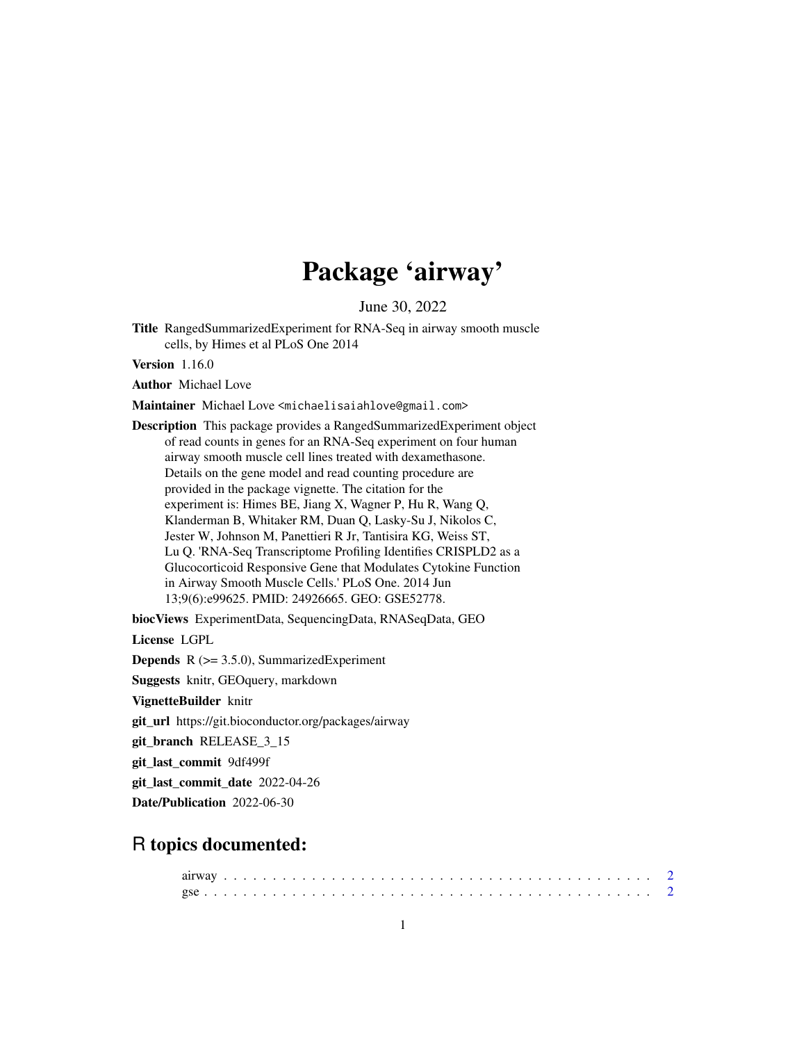# Package 'airway'

June 30, 2022

**Title** RangedSummarizedExperiment for RNA-Seq in airway smooth muscle cells, by Himes et al PLoS One 2014

**Version** 1.16.0

**Author** Michael Love

**Maintainer** Michael Love <michaelisaiahlove@gmail.com>

**Description** This package provides a RangedSummarizedExperiment object of read counts in genes for an RNA-Seq experiment on four human airway smooth muscle cell lines treated with dexamethasone. Details on the gene model and read counting procedure are provided in the package vignette. The citation for the experiment is: Himes BE, Jiang X, Wagner P, Hu R, Wang Q, Klanderman B, Whitaker RM, Duan Q, Lasky-Su J, Nikolos C, Jester W, Johnson M, Panettieri R Jr, Tantisira KG, Weiss ST, Lu Q. 'RNA-Seq Transcriptome Profiling Identifies CRISPLD2 as a Glucocorticoid Responsive Gene that Modulates Cytokine Function in Airway Smooth Muscle Cells.' PLoS One. 2014 Jun 13;9(6):e99625. PMID: 24926665. GEO: GSE52778.

**biocViews** ExperimentData, SequencingData, RNASeqData, GEO

**License** LGPL

**Depends** R (>= 3.5.0), SummarizedExperiment

**Suggests** knitr, GEOquery, markdown

**VignetteBuilder** knitr

**git_url** https://git.bioconductor.org/packages/airway

**git_branch** RELEASE_3_15

**git_last_commit** 9df499f

**git_last_commit_date** 2022-04-26

**Date/Publication** 2022-06-30

## R topics documented:

airway . . . . . . . . . . . . . . . . . . . . . . . . . . . . . . . . . . . . . . . . . . . 2
gse . . . . . . . . . . . . . . . . . . . . . . . . . . . . . . . . . . . . . . . . . . . . . 2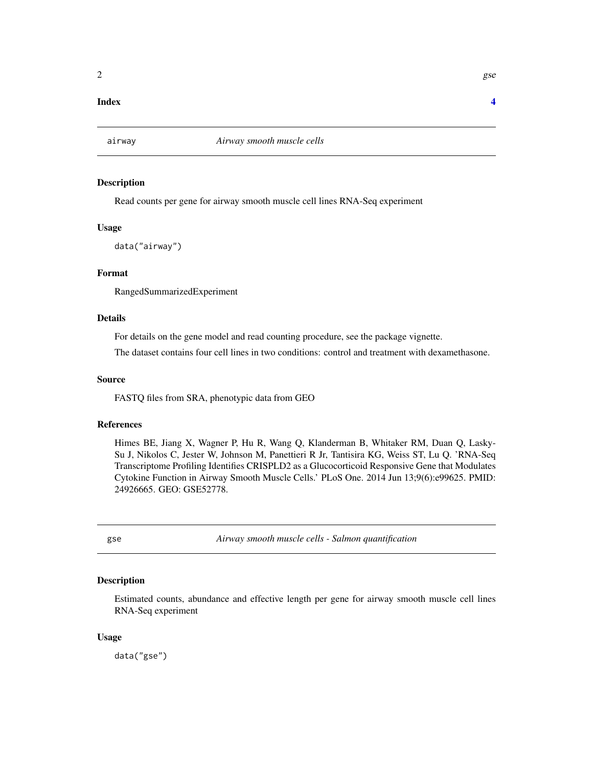**Index** **4**

## airway — *Airway smooth muscle cells*

### Description

Read counts per gene for airway smooth muscle cell lines RNA-Seq experiment

### Usage

```
data("airway")
```

### Format

RangedSummarizedExperiment

### Details

For details on the gene model and read counting procedure, see the package vignette.

The dataset contains four cell lines in two conditions: control and treatment with dexamethasone.

### Source

FASTQ files from SRA, phenotypic data from GEO

### References

Himes BE, Jiang X, Wagner P, Hu R, Wang Q, Klanderman B, Whitaker RM, Duan Q, Lasky-Su J, Nikolos C, Jester W, Johnson M, Panettieri R Jr, Tantisira KG, Weiss ST, Lu Q. 'RNA-Seq Transcriptome Profiling Identifies CRISPLD2 as a Glucocorticoid Responsive Gene that Modulates Cytokine Function in Airway Smooth Muscle Cells.' PLoS One. 2014 Jun 13;9(6):e99625. PMID: 24926665. GEO: GSE52778.

## gse — *Airway smooth muscle cells - Salmon quantification*

### Description

Estimated counts, abundance and effective length per gene for airway smooth muscle cell lines RNA-Seq experiment

### Usage

```
data("gse")
```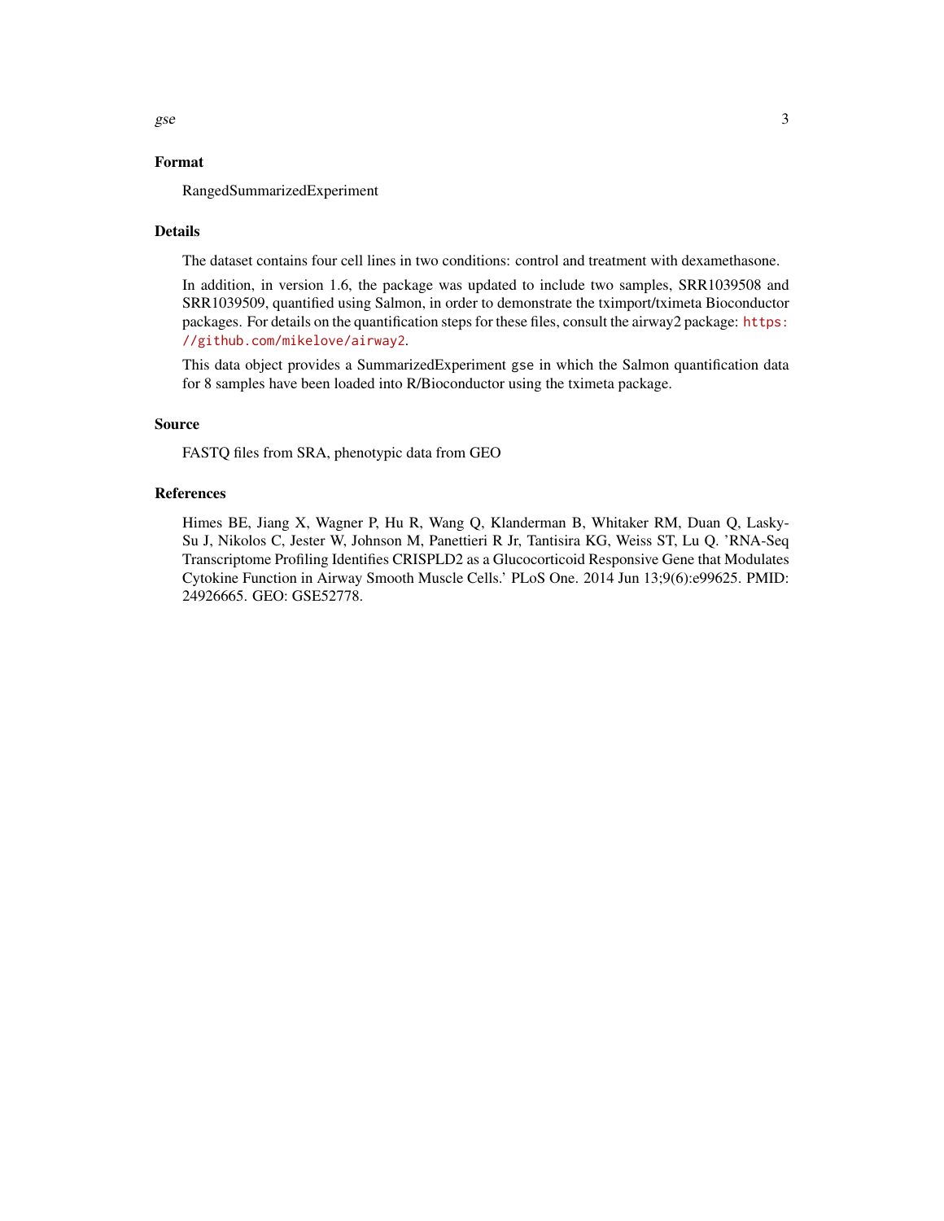### Format

RangedSummarizedExperiment

### Details

The dataset contains four cell lines in two conditions: control and treatment with dexamethasone.

In addition, in version 1.6, the package was updated to include two samples, SRR1039508 and SRR1039509, quantified using Salmon, in order to demonstrate the tximport/tximeta Bioconductor packages. For details on the quantification steps for these files, consult the airway2 package: https://github.com/mikelove/airway2.

This data object provides a SummarizedExperiment `gse` in which the Salmon quantification data for 8 samples have been loaded into R/Bioconductor using the tximeta package.

### Source

FASTQ files from SRA, phenotypic data from GEO

### References

Himes BE, Jiang X, Wagner P, Hu R, Wang Q, Klanderman B, Whitaker RM, Duan Q, Lasky-Su J, Nikolos C, Jester W, Johnson M, Panettieri R Jr, Tantisira KG, Weiss ST, Lu Q. 'RNA-Seq Transcriptome Profiling Identifies CRISPLD2 as a Glucocorticoid Responsive Gene that Modulates Cytokine Function in Airway Smooth Muscle Cells.' PLoS One. 2014 Jun 13;9(6):e99625. PMID: 24926665. GEO: GSE52778.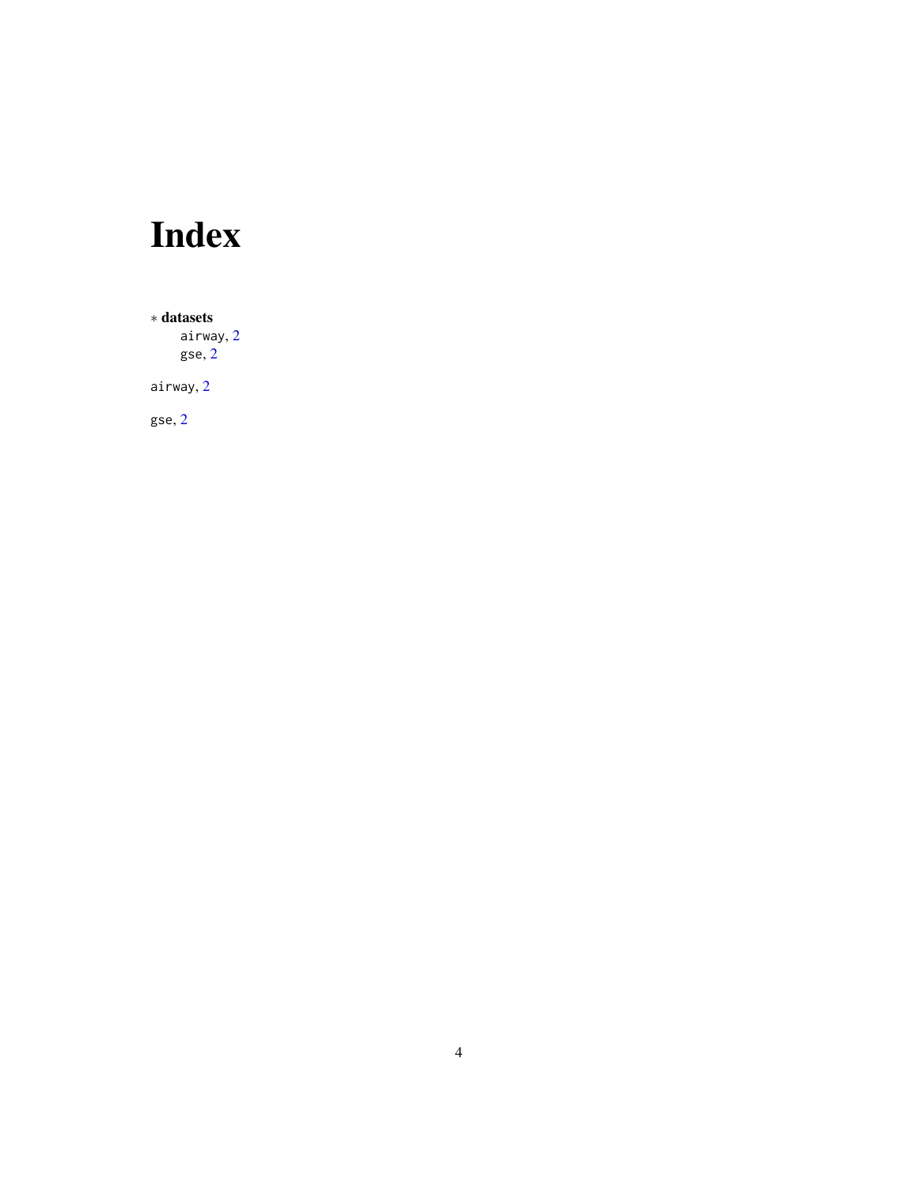# Index

∗ **datasets**
    airway, 2
    gse, 2

airway, 2

gse, 2